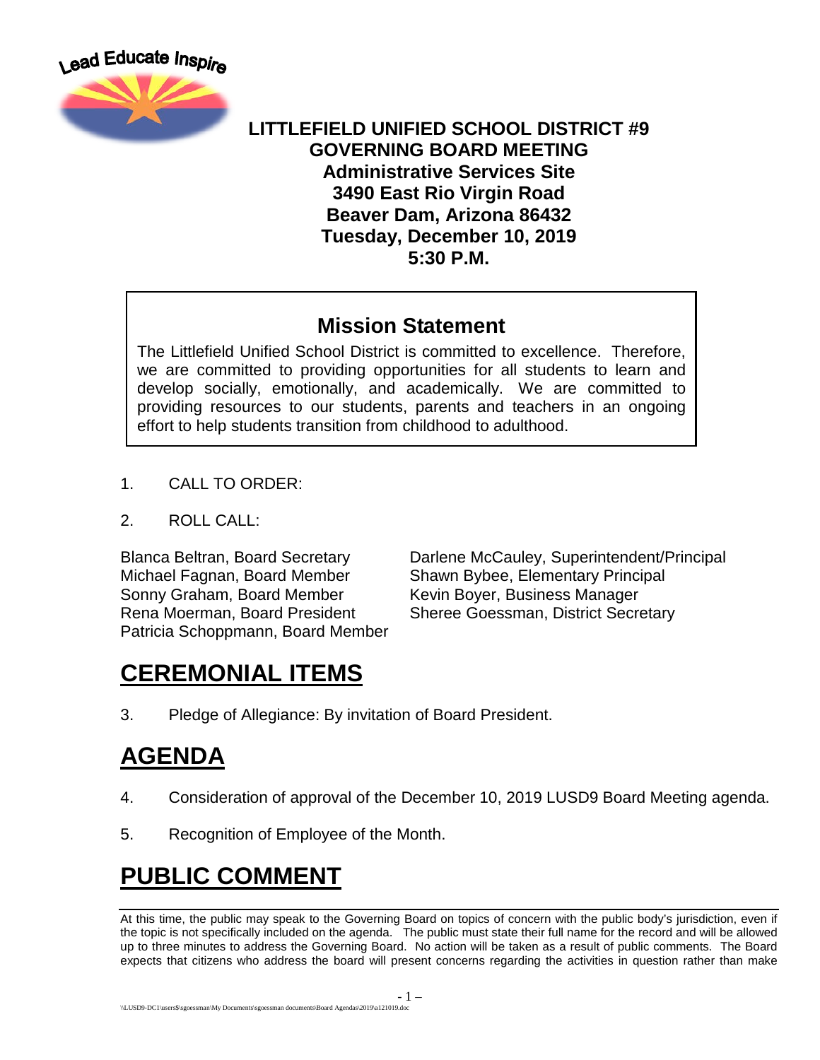Lead Educate Inspire

**LITTLEFIELD UNIFIED SCHOOL DISTRICT #9**
**GOVERNING BOARD MEETING**
**Administrative Services Site**
**3490 East Rio Virgin Road**
**Beaver Dam, Arizona 86432**
**Tuesday, December 10, 2019**
**5:30 P.M.**

## Mission Statement

The Littlefield Unified School District is committed to excellence. Therefore, we are committed to providing opportunities for all students to learn and develop socially, emotionally, and academically. We are committed to providing resources to our students, parents and teachers in an ongoing effort to help students transition from childhood to adulthood.

1. CALL TO ORDER:

2. ROLL CALL:

Blanca Beltran, Board Secretary
Michael Fagnan, Board Member
Sonny Graham, Board Member
Rena Moerman, Board President
Patricia Schoppmann, Board Member

Darlene McCauley, Superintendent/Principal
Shawn Bybee, Elementary Principal
Kevin Boyer, Business Manager
Sheree Goessman, District Secretary

# CEREMONIAL ITEMS

3. Pledge of Allegiance: By invitation of Board President.

# AGENDA

4. Consideration of approval of the December 10, 2019 LUSD9 Board Meeting agenda.

5. Recognition of Employee of the Month.

# PUBLIC COMMENT

At this time, the public may speak to the Governing Board on topics of concern with the public body's jurisdiction, even if the topic is not specifically included on the agenda. The public must state their full name for the record and will be allowed up to three minutes to address the Governing Board. No action will be taken as a result of public comments. The Board expects that citizens who address the board will present concerns regarding the activities in question rather than make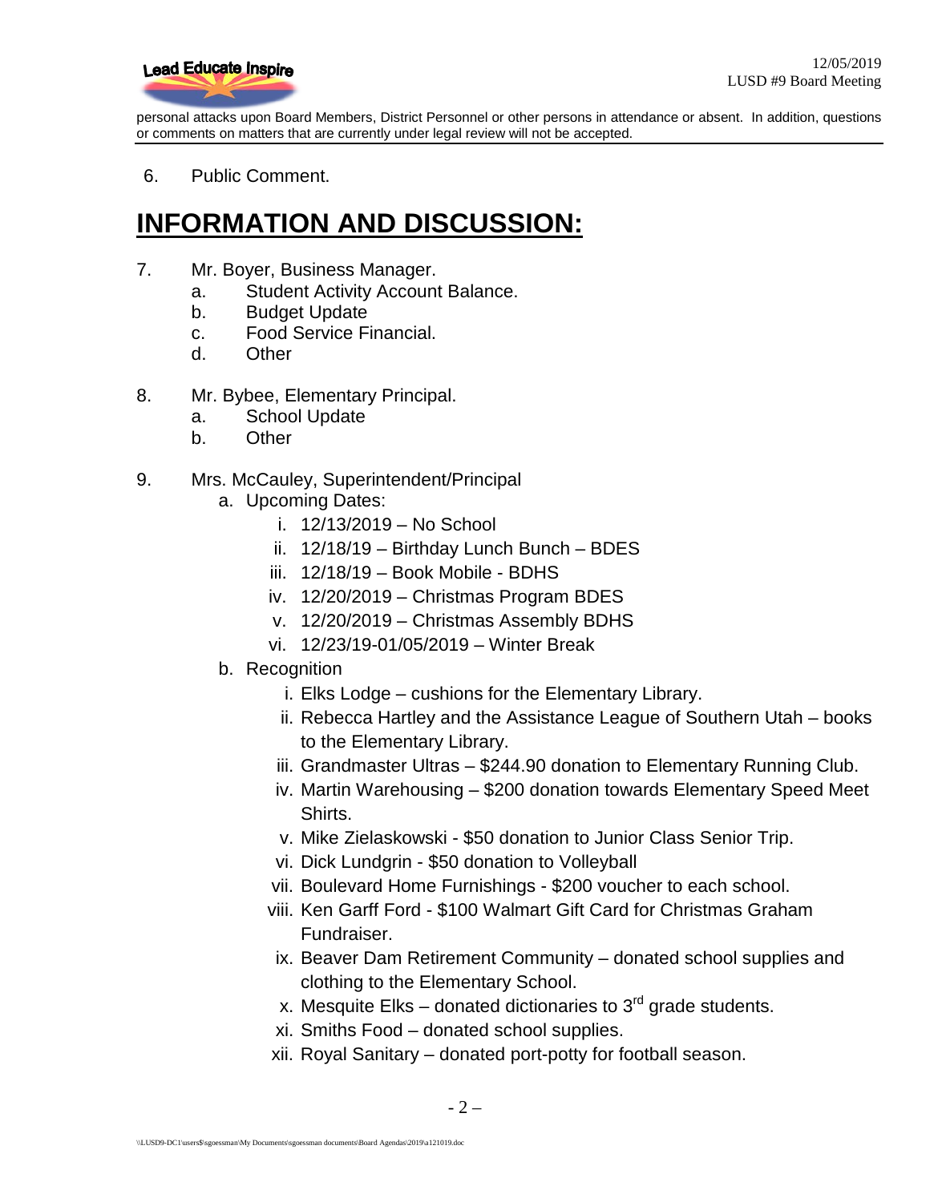personal attacks upon Board Members, District Personnel or other persons in attendance or absent. In addition, questions or comments on matters that are currently under legal review will not be accepted.

6. Public Comment.

# INFORMATION AND DISCUSSION:

7. Mr. Boyer, Business Manager.
   a. Student Activity Account Balance.
   b. Budget Update
   c. Food Service Financial.
   d. Other

8. Mr. Bybee, Elementary Principal.
   a. School Update
   b. Other

9. Mrs. McCauley, Superintendent/Principal
   a. Upcoming Dates:
      i. 12/13/2019 – No School
      ii. 12/18/19 – Birthday Lunch Bunch – BDES
      iii. 12/18/19 – Book Mobile - BDHS
      iv. 12/20/2019 – Christmas Program BDES
      v. 12/20/2019 – Christmas Assembly BDHS
      vi. 12/23/19-01/05/2019 – Winter Break
   b. Recognition
      i. Elks Lodge – cushions for the Elementary Library.
      ii. Rebecca Hartley and the Assistance League of Southern Utah – books to the Elementary Library.
      iii. Grandmaster Ultras – $244.90 donation to Elementary Running Club.
      iv. Martin Warehousing – $200 donation towards Elementary Speed Meet Shirts.
      v. Mike Zielaskowski - $50 donation to Junior Class Senior Trip.
      vi. Dick Lundgrin - $50 donation to Volleyball
      vii. Boulevard Home Furnishings - $200 voucher to each school.
      viii. Ken Garff Ford - $100 Walmart Gift Card for Christmas Graham Fundraiser.
      ix. Beaver Dam Retirement Community – donated school supplies and clothing to the Elementary School.
      x. Mesquite Elks – donated dictionaries to 3rd grade students.
      xi. Smiths Food – donated school supplies.
      xii. Royal Sanitary – donated port-potty for football season.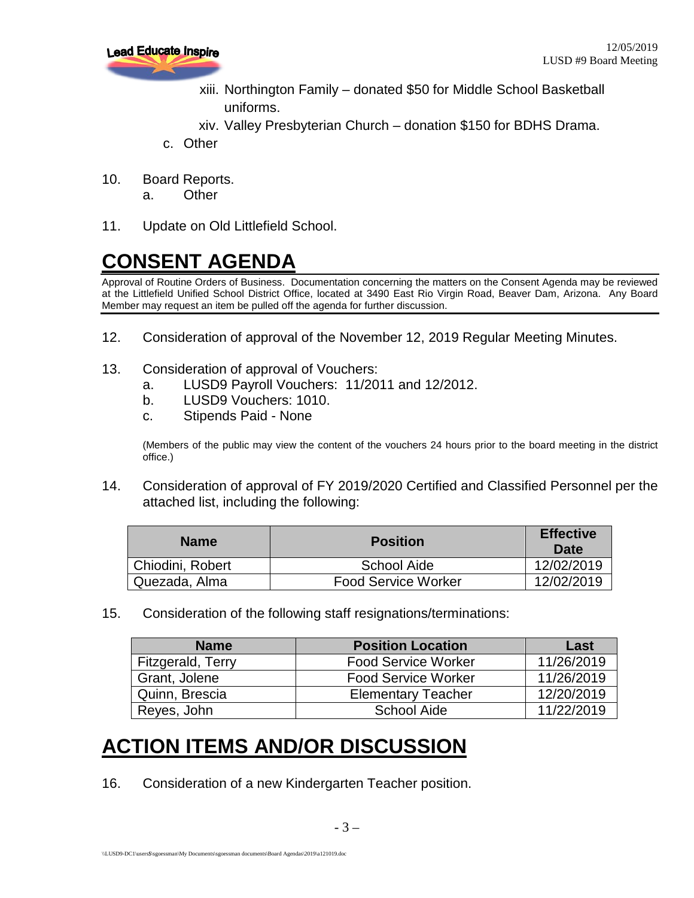xiii. Northington Family – donated $50 for Middle School Basketball uniforms.

xiv. Valley Presbyterian Church – donation $150 for BDHS Drama.

c. Other

10. Board Reports.
    a. Other

11. Update on Old Littlefield School.

# CONSENT AGENDA

Approval of Routine Orders of Business. Documentation concerning the matters on the Consent Agenda may be reviewed at the Littlefield Unified School District Office, located at 3490 East Rio Virgin Road, Beaver Dam, Arizona. Any Board Member may request an item be pulled off the agenda for further discussion.

12. Consideration of approval of the November 12, 2019 Regular Meeting Minutes.

13. Consideration of approval of Vouchers:
    a. LUSD9 Payroll Vouchers: 11/2011 and 12/2012.
    b. LUSD9 Vouchers: 1010.
    c. Stipends Paid - None

    (Members of the public may view the content of the vouchers 24 hours prior to the board meeting in the district office.)

14. Consideration of approval of FY 2019/2020 Certified and Classified Personnel per the attached list, including the following:

| Name | Position | Effective Date |
|---|---|---|
| Chiodini, Robert | School Aide | 12/02/2019 |
| Quezada, Alma | Food Service Worker | 12/02/2019 |

15. Consideration of the following staff resignations/terminations:

| Name | Position Location | Last |
|---|---|---|
| Fitzgerald, Terry | Food Service Worker | 11/26/2019 |
| Grant, Jolene | Food Service Worker | 11/26/2019 |
| Quinn, Brescia | Elementary Teacher | 12/20/2019 |
| Reyes, John | School Aide | 11/22/2019 |

# ACTION ITEMS AND/OR DISCUSSION

16. Consideration of a new Kindergarten Teacher position.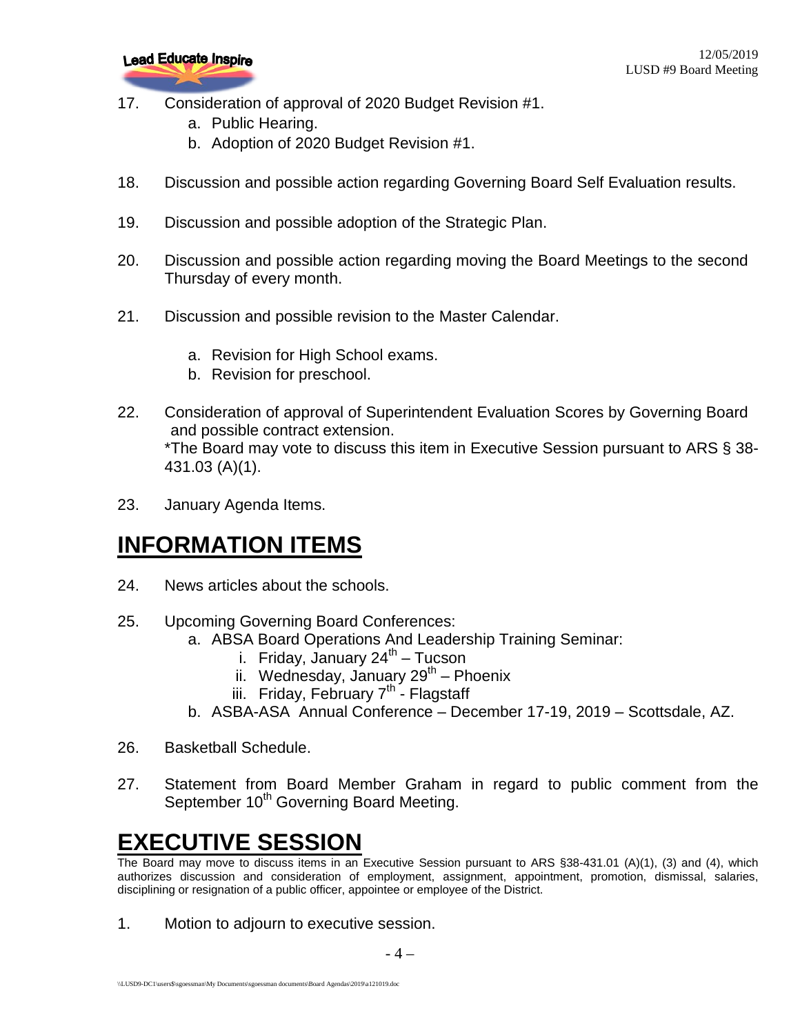17. Consideration of approval of 2020 Budget Revision #1.
    a. Public Hearing.
    b. Adoption of 2020 Budget Revision #1.

18. Discussion and possible action regarding Governing Board Self Evaluation results.

19. Discussion and possible adoption of the Strategic Plan.

20. Discussion and possible action regarding moving the Board Meetings to the second Thursday of every month.

21. Discussion and possible revision to the Master Calendar.
    a. Revision for High School exams.
    b. Revision for preschool.

22. Consideration of approval of Superintendent Evaluation Scores by Governing Board and possible contract extension.
    *The Board may vote to discuss this item in Executive Session pursuant to ARS § 38-431.03 (A)(1).

23. January Agenda Items.

# INFORMATION ITEMS

24. News articles about the schools.

25. Upcoming Governing Board Conferences:
    a. ABSA Board Operations And Leadership Training Seminar:
       i. Friday, January 24th – Tucson
       ii. Wednesday, January 29th – Phoenix
       iii. Friday, February 7th - Flagstaff
    b. ASBA-ASA Annual Conference – December 17-19, 2019 – Scottsdale, AZ.

26. Basketball Schedule.

27. Statement from Board Member Graham in regard to public comment from the September 10th Governing Board Meeting.

# EXECUTIVE SESSION

The Board may move to discuss items in an Executive Session pursuant to ARS §38-431.01 (A)(1), (3) and (4), which authorizes discussion and consideration of employment, assignment, appointment, promotion, dismissal, salaries, disciplining or resignation of a public officer, appointee or employee of the District.

1. Motion to adjourn to executive session.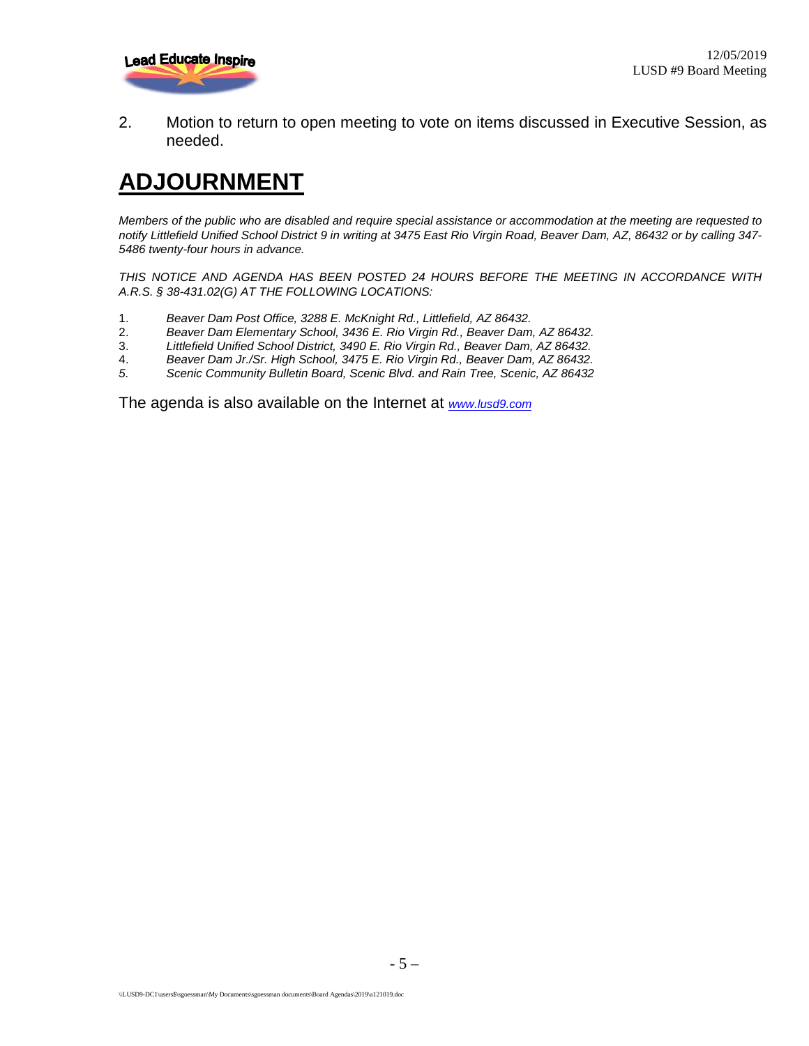2. Motion to return to open meeting to vote on items discussed in Executive Session, as needed.

## ADJOURNMENT

*Members of the public who are disabled and require special assistance or accommodation at the meeting are requested to notify Littlefield Unified School District 9 in writing at 3475 East Rio Virgin Road, Beaver Dam, AZ, 86432 or by calling 347-5486 twenty-four hours in advance.*

*THIS NOTICE AND AGENDA HAS BEEN POSTED 24 HOURS BEFORE THE MEETING IN ACCORDANCE WITH A.R.S. § 38-431.02(G) AT THE FOLLOWING LOCATIONS:*

1. *Beaver Dam Post Office, 3288 E. McKnight Rd., Littlefield, AZ 86432.*
2. *Beaver Dam Elementary School, 3436 E. Rio Virgin Rd., Beaver Dam, AZ 86432.*
3. *Littlefield Unified School District, 3490 E. Rio Virgin Rd., Beaver Dam, AZ 86432.*
4. *Beaver Dam Jr./Sr. High School, 3475 E. Rio Virgin Rd., Beaver Dam, AZ 86432.*
5. *Scenic Community Bulletin Board, Scenic Blvd. and Rain Tree, Scenic, AZ 86432*

The agenda is also available on the Internet at *www.lusd9.com*

\\LUSD9-DC1\users$\sgoessman\My Documents\sgoessman documents\Board Agendas\2019\a121019.doc